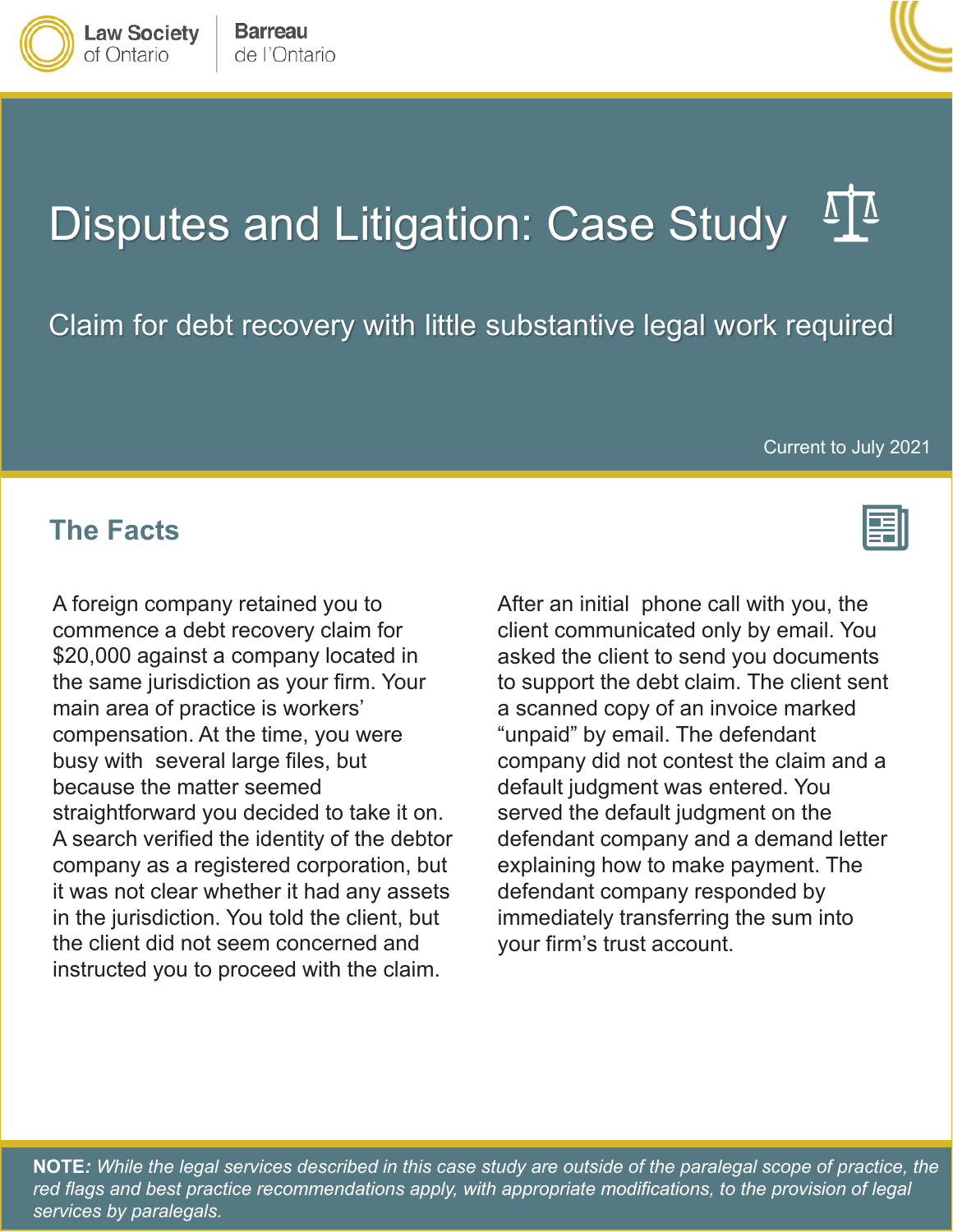Law Society of Ontario | Barreau de l'Ontario

# Disputes and Litigation: Case Study

## Claim for debt recovery with little substantive legal work required

Current to July 2021

## The Facts

A foreign company retained you to commence a debt recovery claim for $20,000 against a company located in the same jurisdiction as your firm. Your main area of practice is workers' compensation. At the time, you were busy with several large files, but because the matter seemed straightforward you decided to take it on. A search verified the identity of the debtor company as a registered corporation, but it was not clear whether it had any assets in the jurisdiction. You told the client, but the client did not seem concerned and instructed you to proceed with the claim.

After an initial phone call with you, the client communicated only by email. You asked the client to send you documents to support the debt claim. The client sent a scanned copy of an invoice marked "unpaid" by email. The defendant company did not contest the claim and a default judgment was entered. You served the default judgment on the defendant company and a demand letter explaining how to make payment. The defendant company responded by immediately transferring the sum into your firm's trust account.

**NOTE**: *While the legal services described in this case study are outside of the paralegal scope of practice, the red flags and best practice recommendations apply, with appropriate modifications, to the provision of legal services by paralegals.*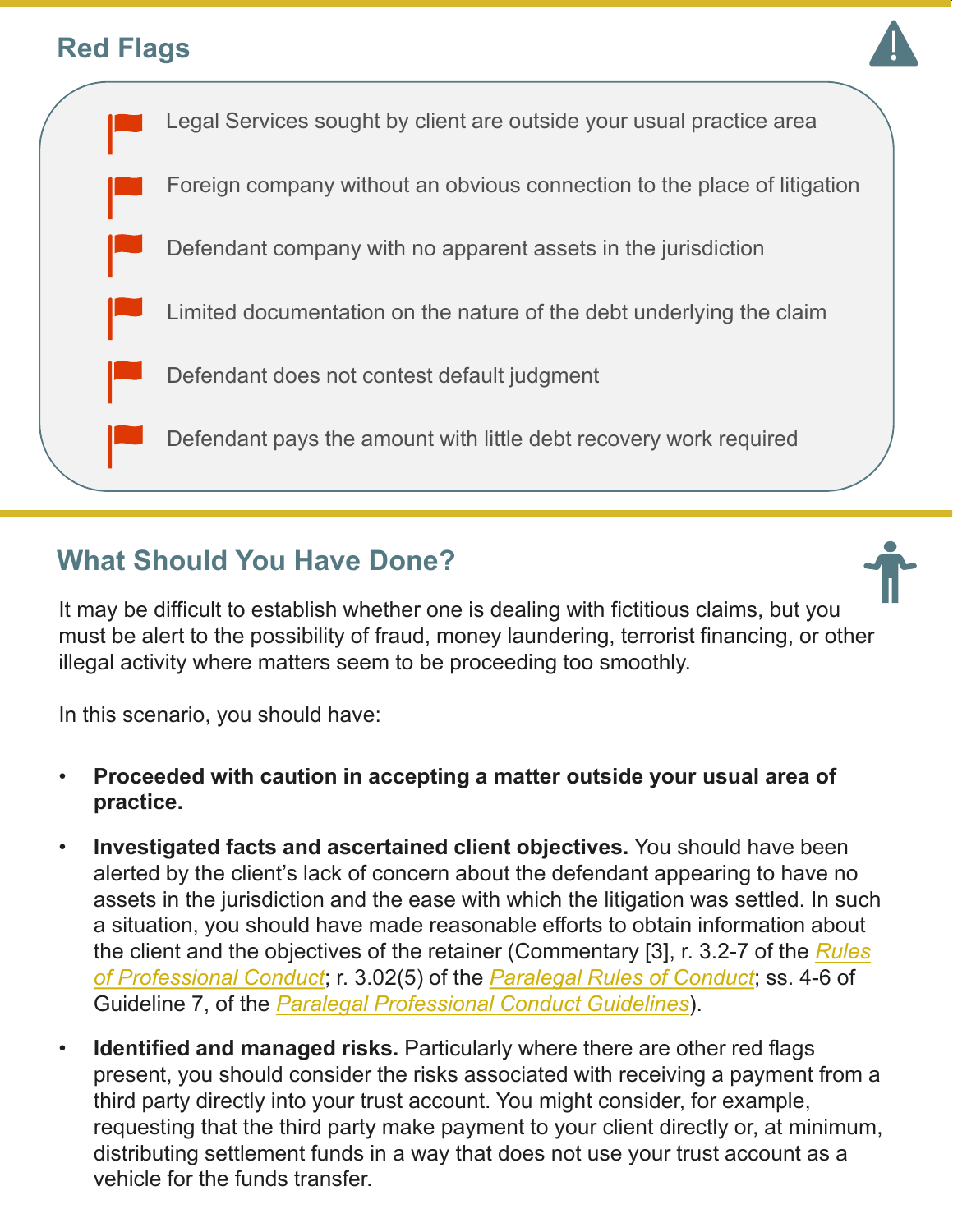## Red Flags

- Legal Services sought by client are outside your usual practice area
- Foreign company without an obvious connection to the place of litigation
- Defendant company with no apparent assets in the jurisdiction
- Limited documentation on the nature of the debt underlying the claim
- Defendant does not contest default judgment
- Defendant pays the amount with little debt recovery work required

## What Should You Have Done?

It may be difficult to establish whether one is dealing with fictitious claims, but you must be alert to the possibility of fraud, money laundering, terrorist financing, or other illegal activity where matters seem to be proceeding too smoothly.

In this scenario, you should have:

- **Proceeded with caution in accepting a matter outside your usual area of practice.**
- **Investigated facts and ascertained client objectives.** You should have been alerted by the client's lack of concern about the defendant appearing to have no assets in the jurisdiction and the ease with which the litigation was settled. In such a situation, you should have made reasonable efforts to obtain information about the client and the objectives of the retainer (Commentary [3], r. 3.2-7 of the *Rules of Professional Conduct*; r. 3.02(5) of the *Paralegal Rules of Conduct*; ss. 4-6 of Guideline 7, of the *Paralegal Professional Conduct Guidelines*).
- **Identified and managed risks.** Particularly where there are other red flags present, you should consider the risks associated with receiving a payment from a third party directly into your trust account. You might consider, for example, requesting that the third party make payment to your client directly or, at minimum, distributing settlement funds in a way that does not use your trust account as a vehicle for the funds transfer.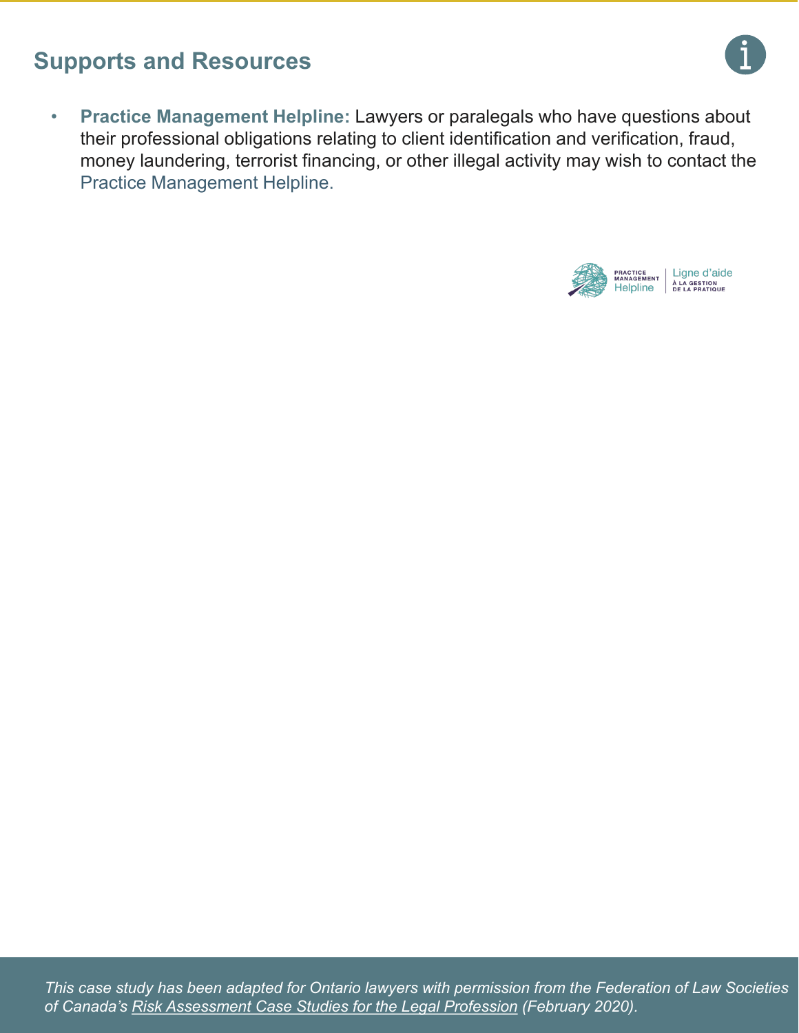## Supports and Resources

- **Practice Management Helpline:** Lawyers or paralegals who have questions about their professional obligations relating to client identification and verification, fraud, money laundering, terrorist financing, or other illegal activity may wish to contact the Practice Management Helpline.

*This case study has been adapted for Ontario lawyers with permission from the Federation of Law Societies of Canada's Risk Assessment Case Studies for the Legal Profession (February 2020).*